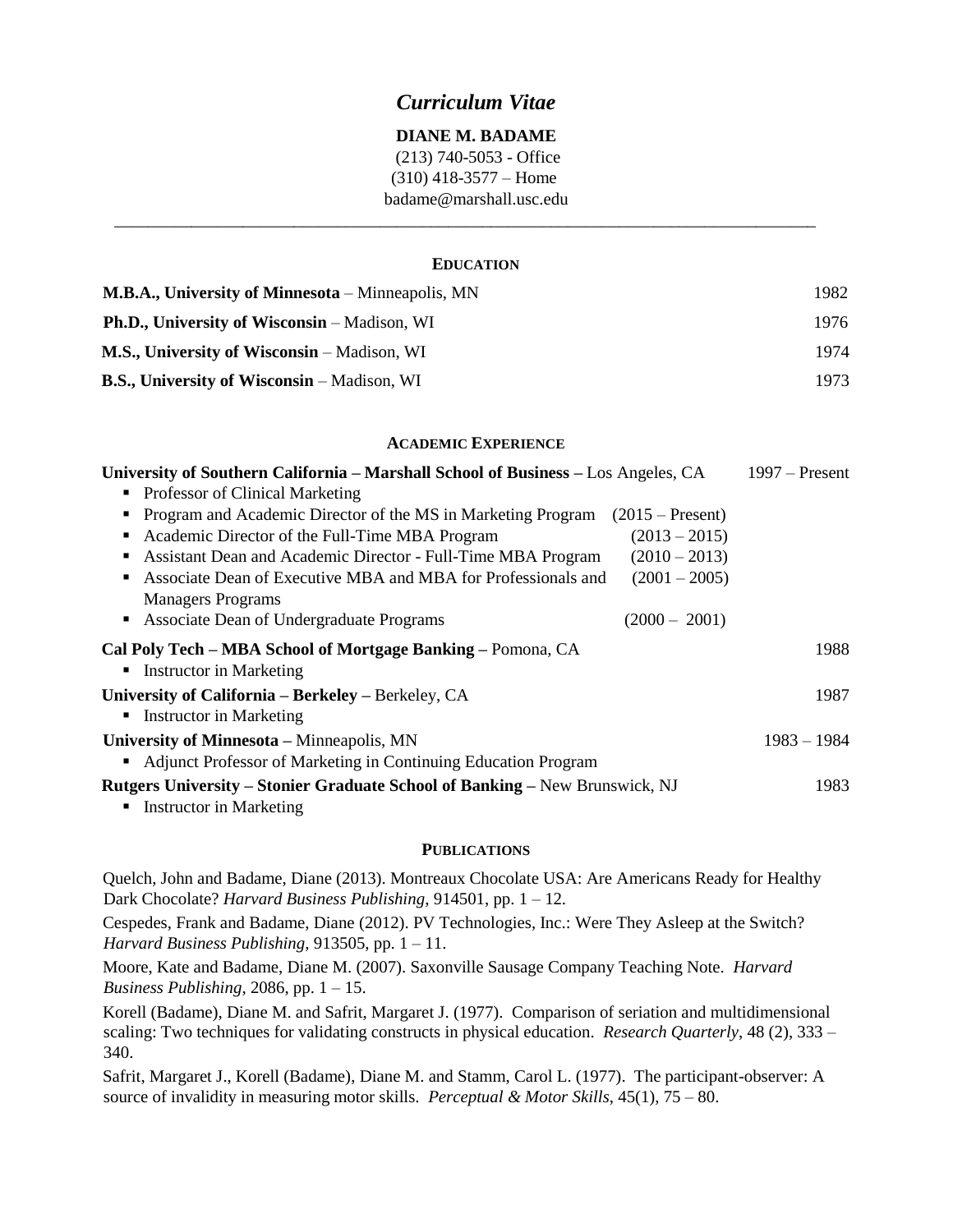# *Curriculum Vitae*

**DIANE M. BADAME**
(213) 740-5053 - Office
(310) 418-3577 – Home
badame@marshall.usc.edu

---

## EDUCATION

**M.B.A., University of Minnesota** – Minneapolis, MN 1982

**Ph.D., University of Wisconsin** – Madison, WI 1976

**M.S., University of Wisconsin** – Madison, WI 1974

**B.S., University of Wisconsin** – Madison, WI 1973

## ACADEMIC EXPERIENCE

**University of Southern California – Marshall School of Business –** Los Angeles, CA 1997 – Present

- Professor of Clinical Marketing
- Program and Academic Director of the MS in Marketing Program (2015 – Present)
- Academic Director of the Full-Time MBA Program (2013 – 2015)
- Assistant Dean and Academic Director - Full-Time MBA Program (2010 – 2013)
- Associate Dean of Executive MBA and MBA for Professionals and Managers Programs (2001 – 2005)
- Associate Dean of Undergraduate Programs (2000 – 2001)

**Cal Poly Tech – MBA School of Mortgage Banking –** Pomona, CA 1988

- Instructor in Marketing

**University of California – Berkeley –** Berkeley, CA 1987

- Instructor in Marketing

**University of Minnesota –** Minneapolis, MN 1983 – 1984

- Adjunct Professor of Marketing in Continuing Education Program

**Rutgers University – Stonier Graduate School of Banking –** New Brunswick, NJ 1983

- Instructor in Marketing

## PUBLICATIONS

Quelch, John and Badame, Diane (2013). Montreaux Chocolate USA: Are Americans Ready for Healthy Dark Chocolate? *Harvard Business Publishing*, 914501, pp. 1 – 12.

Cespedes, Frank and Badame, Diane (2012). PV Technologies, Inc.: Were They Asleep at the Switch? *Harvard Business Publishing*, 913505, pp. 1 – 11.

Moore, Kate and Badame, Diane M. (2007). Saxonville Sausage Company Teaching Note. *Harvard Business Publishing*, 2086, pp. 1 – 15.

Korell (Badame), Diane M. and Safrit, Margaret J. (1977). Comparison of seriation and multidimensional scaling: Two techniques for validating constructs in physical education. *Research Quarterly*, 48 (2), 333 – 340.

Safrit, Margaret J., Korell (Badame), Diane M. and Stamm, Carol L. (1977). The participant-observer: A source of invalidity in measuring motor skills. *Perceptual & Motor Skills*, 45(1), 75 – 80.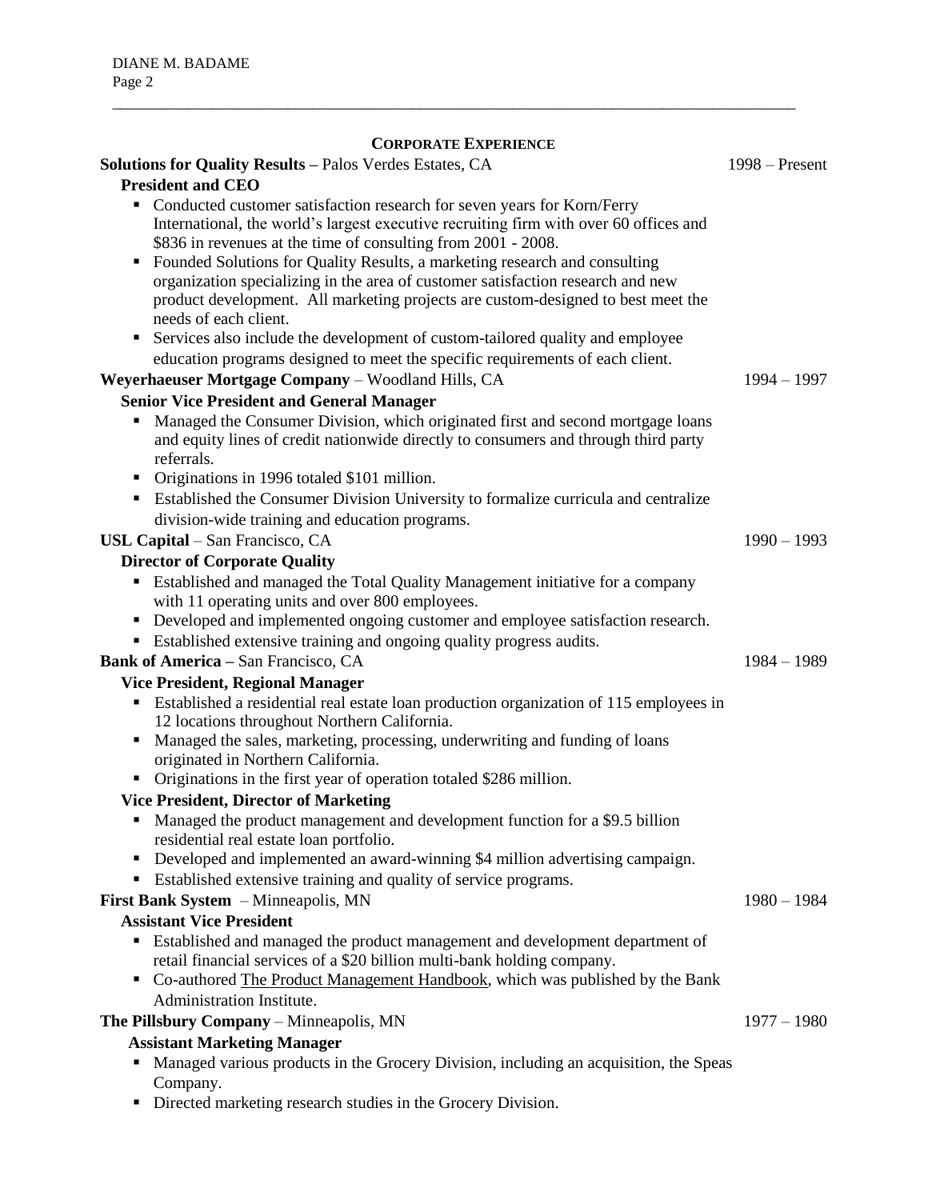## CORPORATE EXPERIENCE

**Solutions for Quality Results –** Palos Verdes Estates, CA — 1998 – Present

**President and CEO**

- Conducted customer satisfaction research for seven years for Korn/Ferry International, the world's largest executive recruiting firm with over 60 offices and $836 in revenues at the time of consulting from 2001 - 2008.
- Founded Solutions for Quality Results, a marketing research and consulting organization specializing in the area of customer satisfaction research and new product development. All marketing projects are custom-designed to best meet the needs of each client.
- Services also include the development of custom-tailored quality and employee education programs designed to meet the specific requirements of each client.

**Weyerhaeuser Mortgage Company** – Woodland Hills, CA — 1994 – 1997

**Senior Vice President and General Manager**

- Managed the Consumer Division, which originated first and second mortgage loans and equity lines of credit nationwide directly to consumers and through third party referrals.
- Originations in 1996 totaled $101 million.
- Established the Consumer Division University to formalize curricula and centralize division-wide training and education programs.

**USL Capital** – San Francisco, CA — 1990 – 1993

**Director of Corporate Quality**

- Established and managed the Total Quality Management initiative for a company with 11 operating units and over 800 employees.
- Developed and implemented ongoing customer and employee satisfaction research.
- Established extensive training and ongoing quality progress audits.

**Bank of America –** San Francisco, CA — 1984 – 1989

**Vice President, Regional Manager**

- Established a residential real estate loan production organization of 115 employees in 12 locations throughout Northern California.
- Managed the sales, marketing, processing, underwriting and funding of loans originated in Northern California.
- Originations in the first year of operation totaled $286 million.

**Vice President, Director of Marketing**

- Managed the product management and development function for a $9.5 billion residential real estate loan portfolio.
- Developed and implemented an award-winning $4 million advertising campaign.
- Established extensive training and quality of service programs.

**First Bank System** – Minneapolis, MN — 1980 – 1984

**Assistant Vice President**

- Established and managed the product management and development department of retail financial services of a $20 billion multi-bank holding company.
- Co-authored The Product Management Handbook, which was published by the Bank Administration Institute.

**The Pillsbury Company** – Minneapolis, MN — 1977 – 1980

**Assistant Marketing Manager**

- Managed various products in the Grocery Division, including an acquisition, the Speas Company.
- Directed marketing research studies in the Grocery Division.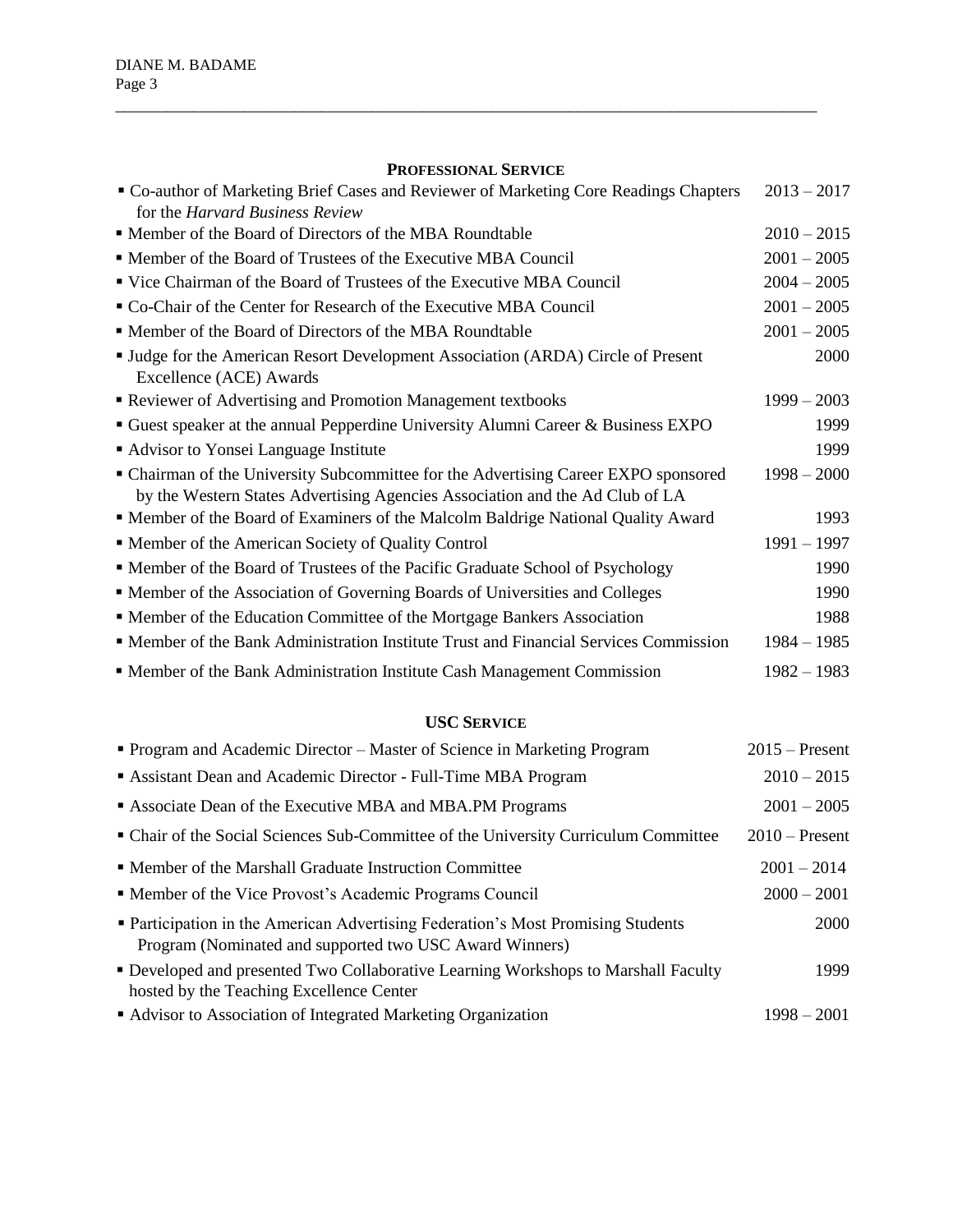## PROFESSIONAL SERVICE

- Co-author of Marketing Brief Cases and Reviewer of Marketing Core Readings Chapters for the *Harvard Business Review* — 2013 – 2017
- Member of the Board of Directors of the MBA Roundtable — 2010 – 2015
- Member of the Board of Trustees of the Executive MBA Council — 2001 – 2005
- Vice Chairman of the Board of Trustees of the Executive MBA Council — 2004 – 2005
- Co-Chair of the Center for Research of the Executive MBA Council — 2001 – 2005
- Member of the Board of Directors of the MBA Roundtable — 2001 – 2005
- Judge for the American Resort Development Association (ARDA) Circle of Present Excellence (ACE) Awards — 2000
- Reviewer of Advertising and Promotion Management textbooks — 1999 – 2003
- Guest speaker at the annual Pepperdine University Alumni Career & Business EXPO — 1999
- Advisor to Yonsei Language Institute — 1999
- Chairman of the University Subcommittee for the Advertising Career EXPO sponsored by the Western States Advertising Agencies Association and the Ad Club of LA — 1998 – 2000
- Member of the Board of Examiners of the Malcolm Baldrige National Quality Award — 1993
- Member of the American Society of Quality Control — 1991 – 1997
- Member of the Board of Trustees of the Pacific Graduate School of Psychology — 1990
- Member of the Association of Governing Boards of Universities and Colleges — 1990
- Member of the Education Committee of the Mortgage Bankers Association — 1988
- Member of the Bank Administration Institute Trust and Financial Services Commission — 1984 – 1985
- Member of the Bank Administration Institute Cash Management Commission — 1982 – 1983

## USC SERVICE

- Program and Academic Director – Master of Science in Marketing Program — 2015 – Present
- Assistant Dean and Academic Director - Full-Time MBA Program — 2010 – 2015
- Associate Dean of the Executive MBA and MBA.PM Programs — 2001 – 2005
- Chair of the Social Sciences Sub-Committee of the University Curriculum Committee — 2010 – Present
- Member of the Marshall Graduate Instruction Committee — 2001 – 2014
- Member of the Vice Provost's Academic Programs Council — 2000 – 2001
- Participation in the American Advertising Federation's Most Promising Students Program (Nominated and supported two USC Award Winners) — 2000
- Developed and presented Two Collaborative Learning Workshops to Marshall Faculty hosted by the Teaching Excellence Center — 1999
- Advisor to Association of Integrated Marketing Organization — 1998 – 2001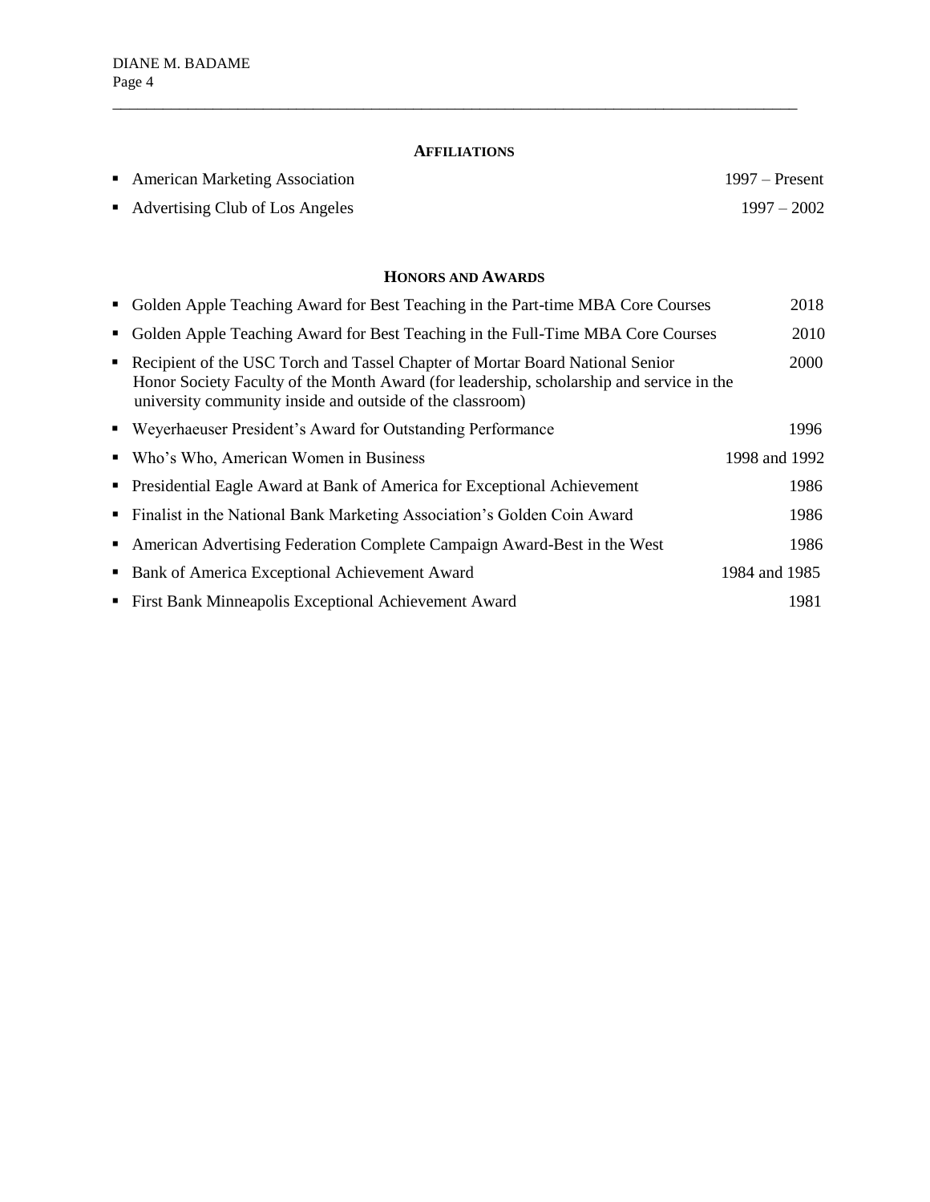## AFFILIATIONS

- American Marketing Association — 1997 – Present
- Advertising Club of Los Angeles — 1997 – 2002

## HONORS AND AWARDS

- Golden Apple Teaching Award for Best Teaching in the Part-time MBA Core Courses — 2018
- Golden Apple Teaching Award for Best Teaching in the Full-Time MBA Core Courses — 2010
- Recipient of the USC Torch and Tassel Chapter of Mortar Board National Senior Honor Society Faculty of the Month Award (for leadership, scholarship and service in the university community inside and outside of the classroom) — 2000
- Weyerhaeuser President's Award for Outstanding Performance — 1996
- Who's Who, American Women in Business — 1998 and 1992
- Presidential Eagle Award at Bank of America for Exceptional Achievement — 1986
- Finalist in the National Bank Marketing Association's Golden Coin Award — 1986
- American Advertising Federation Complete Campaign Award-Best in the West — 1986
- Bank of America Exceptional Achievement Award — 1984 and 1985
- First Bank Minneapolis Exceptional Achievement Award — 1981